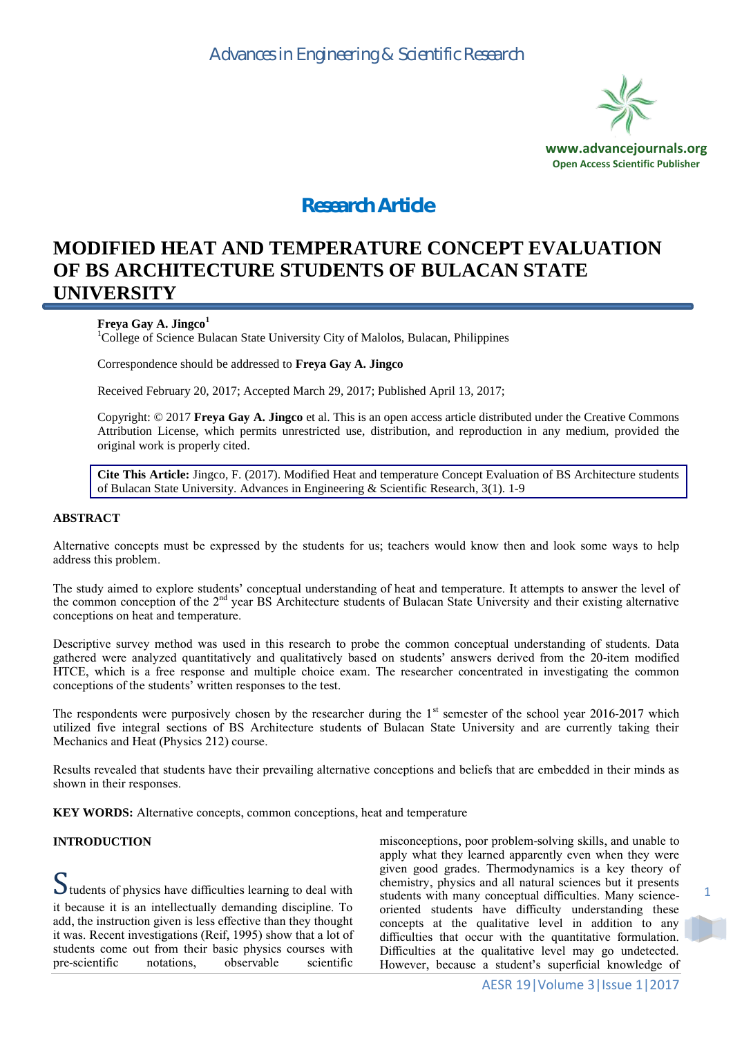Research Article

# MODIFIED HEAT AND TEMPERATURE CONCEPT EVALUATION OF BS ARCHITECTURE STUDENTS OF BULACAN STATE UNIVERSITY

**Freya Gay A. Jingco**[1]

[1]College of Science Bulacan State University City of Malolos, Bulacan, Philippines

Correspondence should be addressed to **Freya Gay A. Jingco**

Received February 20, 2017; Accepted March 29, 2017; Published April 13, 2017;

Copyright: © 2017 **Freya Gay A. Jingco** et al. This is an open access article distributed under the Creative Commons Attribution License, which permits unrestricted use, distribution, and reproduction in any medium, provided the original work is properly cited.

**Cite This Article:** Jingco, F. (2017). Modified Heat and temperature Concept Evaluation of BS Architecture students of Bulacan State University. Advances in Engineering & Scientific Research, 3(1). 1-9

## ABSTRACT

Alternative concepts must be expressed by the students for us; teachers would know then and look some ways to help address this problem.

The study aimed to explore students' conceptual understanding of heat and temperature. It attempts to answer the level of the common conception of the 2nd year BS Architecture students of Bulacan State University and their existing alternative conceptions on heat and temperature.

Descriptive survey method was used in this research to probe the common conceptual understanding of students. Data gathered were analyzed quantitatively and qualitatively based on students' answers derived from the 20-item modified HTCE, which is a free response and multiple choice exam. The researcher concentrated in investigating the common conceptions of the students' written responses to the test.

The respondents were purposively chosen by the researcher during the 1st semester of the school year 2016-2017 which utilized five integral sections of BS Architecture students of Bulacan State University and are currently taking their Mechanics and Heat (Physics 212) course.

Results revealed that students have their prevailing alternative conceptions and beliefs that are embedded in their minds as shown in their responses.

**KEY WORDS:** Alternative concepts, common conceptions, heat and temperature

## INTRODUCTION

Students of physics have difficulties learning to deal with it because it is an intellectually demanding discipline. To add, the instruction given is less effective than they thought it was. Recent investigations (Reif, 1995) show that a lot of students come out from their basic physics courses with pre-scientific notations, observable scientific misconceptions, poor problem-solving skills, and unable to apply what they learned apparently even when they were given good grades. Thermodynamics is a key theory of chemistry, physics and all natural sciences but it presents students with many conceptual difficulties. Many science-oriented students have difficulty understanding these concepts at the qualitative level in addition to any difficulties that occur with the quantitative formulation. Difficulties at the qualitative level may go undetected. However, because a student's superficial knowledge of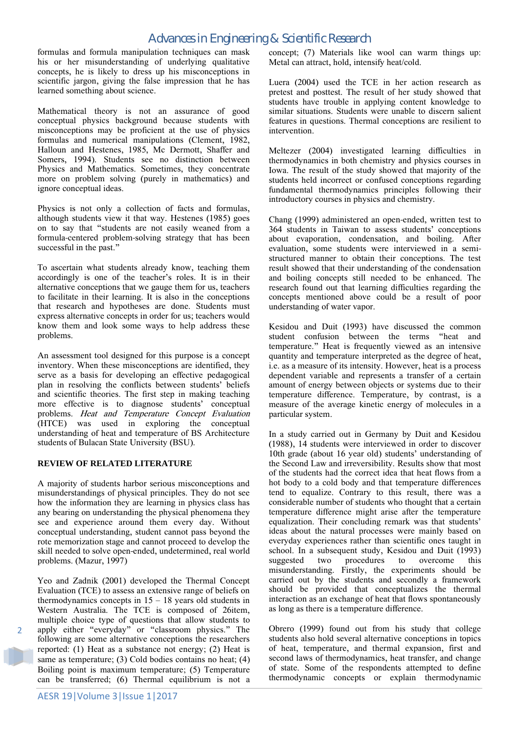formulas and formula manipulation techniques can mask his or her misunderstanding of underlying qualitative concepts, he is likely to dress up his misconceptions in scientific jargon, giving the false impression that he has learned something about science.

Mathematical theory is not an assurance of good conceptual physics background because students with misconceptions may be proficient at the use of physics formulas and numerical manipulations (Clement, 1982, Halloun and Hestenes, 1985, Mc Dermott, Shaffer and Somers, 1994). Students see no distinction between Physics and Mathematics. Sometimes, they concentrate more on problem solving (purely in mathematics) and ignore conceptual ideas.

Physics is not only a collection of facts and formulas, although students view it that way. Hestenes (1985) goes on to say that "students are not easily weaned from a formula-centered problem-solving strategy that has been successful in the past."

To ascertain what students already know, teaching them accordingly is one of the teacher's roles. It is in their alternative conceptions that we gauge them for us, teachers to facilitate in their learning. It is also in the conceptions that research and hypotheses are done. Students must express alternative concepts in order for us; teachers would know them and look some ways to help address these problems.

An assessment tool designed for this purpose is a concept inventory. When these misconceptions are identified, they serve as a basis for developing an effective pedagogical plan in resolving the conflicts between students' beliefs and scientific theories. The first step in making teaching more effective is to diagnose students' conceptual problems. *Heat and Temperature Concept Evaluation* (HTCE) was used in exploring the conceptual understanding of heat and temperature of BS Architecture students of Bulacan State University (BSU).

## REVIEW OF RELATED LITERATURE

A majority of students harbor serious misconceptions and misunderstandings of physical principles. They do not see how the information they are learning in physics class has any bearing on understanding the physical phenomena they see and experience around them every day. Without conceptual understanding, student cannot pass beyond the rote memorization stage and cannot proceed to develop the skill needed to solve open-ended, undetermined, real world problems. (Mazur, 1997)

Yeo and Zadnik (2001) developed the Thermal Concept Evaluation (TCE) to assess an extensive range of beliefs on thermodynamics concepts in 15 – 18 years old students in Western Australia. The TCE is composed of 26item, multiple choice type of questions that allow students to apply either "everyday" or "classroom physics." The following are some alternative conceptions the researchers reported: (1) Heat as a substance not energy; (2) Heat is same as temperature; (3) Cold bodies contains no heat; (4) Boiling point is maximum temperature; (5) Temperature can be transferred; (6) Thermal equilibrium is not a concept; (7) Materials like wool can warm things up: Metal can attract, hold, intensify heat/cold.

Luera (2004) used the TCE in her action research as pretest and posttest. The result of her study showed that students have trouble in applying content knowledge to similar situations. Students were unable to discern salient features in questions. Thermal conceptions are resilient to intervention.

Meltezer (2004) investigated learning difficulties in thermodynamics in both chemistry and physics courses in Iowa. The result of the study showed that majority of the students held incorrect or confused conceptions regarding fundamental thermodynamics principles following their introductory courses in physics and chemistry.

Chang (1999) administered an open-ended, written test to 364 students in Taiwan to assess students' conceptions about evaporation, condensation, and boiling. After evaluation, some students were interviewed in a semi-structured manner to obtain their conceptions. The test result showed that their understanding of the condensation and boiling concepts still needed to be enhanced. The research found out that learning difficulties regarding the concepts mentioned above could be a result of poor understanding of water vapor.

Kesidou and Duit (1993) have discussed the common student confusion between the terms "heat and temperature." Heat is frequently viewed as an intensive quantity and temperature interpreted as the degree of heat, i.e. as a measure of its intensity. However, heat is a process dependent variable and represents a transfer of a certain amount of energy between objects or systems due to their temperature difference. Temperature, by contrast, is a measure of the average kinetic energy of molecules in a particular system.

In a study carried out in Germany by Duit and Kesidou (1988), 14 students were interviewed in order to discover 10th grade (about 16 year old) students' understanding of the Second Law and irreversibility. Results show that most of the students had the correct idea that heat flows from a hot body to a cold body and that temperature differences tend to equalize. Contrary to this result, there was a considerable number of students who thought that a certain temperature difference might arise after the temperature equalization. Their concluding remark was that students' ideas about the natural processes were mainly based on everyday experiences rather than scientific ones taught in school. In a subsequent study, Kesidou and Duit (1993) suggested two procedures to overcome this misunderstanding. Firstly, the experiments should be carried out by the students and secondly a framework should be provided that conceptualizes the thermal interaction as an exchange of heat that flows spontaneously as long as there is a temperature difference.

Obrero (1999) found out from his study that college students also hold several alternative conceptions in topics of heat, temperature, and thermal expansion, first and second laws of thermodynamics, heat transfer, and change of state. Some of the respondents attempted to define thermodynamic concepts or explain thermodynamic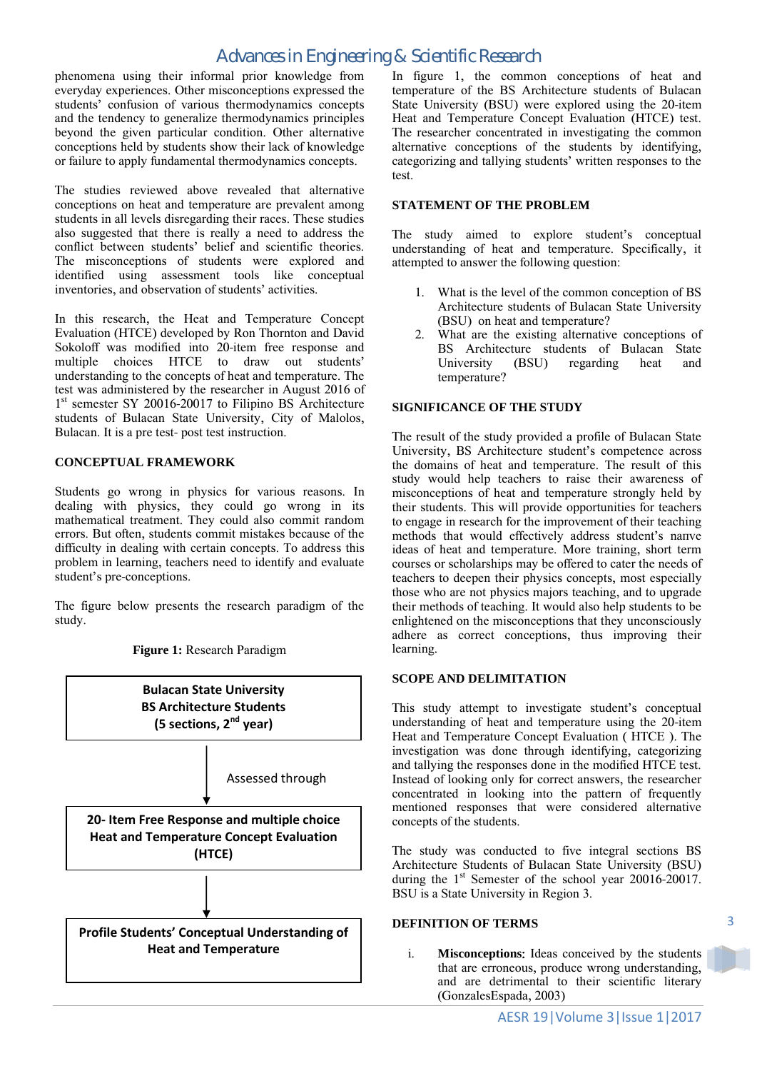phenomena using their informal prior knowledge from everyday experiences. Other misconceptions expressed the students' confusion of various thermodynamics concepts and the tendency to generalize thermodynamics principles beyond the given particular condition. Other alternative conceptions held by students show their lack of knowledge or failure to apply fundamental thermodynamics concepts.

The studies reviewed above revealed that alternative conceptions on heat and temperature are prevalent among students in all levels disregarding their races. These studies also suggested that there is really a need to address the conflict between students' belief and scientific theories. The misconceptions of students were explored and identified using assessment tools like conceptual inventories, and observation of students' activities.

In this research, the Heat and Temperature Concept Evaluation (HTCE) developed by Ron Thornton and David Sokoloff was modified into 20-item free response and multiple choices HTCE to draw out students' understanding to the concepts of heat and temperature. The test was administered by the researcher in August 2016 of 1st semester SY 20016-20017 to Filipino BS Architecture students of Bulacan State University, City of Malolos, Bulacan. It is a pre test- post test instruction.

## CONCEPTUAL FRAMEWORK

Students go wrong in physics for various reasons. In dealing with physics, they could go wrong in its mathematical treatment. They could also commit random errors. But often, students commit mistakes because of the difficulty in dealing with certain concepts. To address this problem in learning, teachers need to identify and evaluate student's pre-conceptions.

The figure below presents the research paradigm of the study.

**Figure 1:** Research Paradigm

**Bulacan State University**
**BS Architecture Students**
**(5 sections, 2nd year)**

↓ Assessed through

**20- Item Free Response and multiple choice Heat and Temperature Concept Evaluation (HTCE)**

↓

**Profile Students' Conceptual Understanding of Heat and Temperature**

In figure 1, the common conceptions of heat and temperature of the BS Architecture students of Bulacan State University (BSU) were explored using the 20-item Heat and Temperature Concept Evaluation (HTCE) test. The researcher concentrated in investigating the common alternative conceptions of the students by identifying, categorizing and tallying students' written responses to the test.

## STATEMENT OF THE PROBLEM

The study aimed to explore student's conceptual understanding of heat and temperature. Specifically, it attempted to answer the following question:

1. What is the level of the common conception of BS Architecture students of Bulacan State University (BSU) on heat and temperature?
2. What are the existing alternative conceptions of BS Architecture students of Bulacan State University (BSU) regarding heat and temperature?

## SIGNIFICANCE OF THE STUDY

The result of the study provided a profile of Bulacan State University, BS Architecture student's competence across the domains of heat and temperature. The result of this study would help teachers to raise their awareness of misconceptions of heat and temperature strongly held by their students. This will provide opportunities for teachers to engage in research for the improvement of their teaching methods that would effectively address student's naпve ideas of heat and temperature. More training, short term courses or scholarships may be offered to cater the needs of teachers to deepen their physics concepts, most especially those who are not physics majors teaching, and to upgrade their methods of teaching. It would also help students to be enlightened on the misconceptions that they unconsciously adhere as correct conceptions, thus improving their learning.

## SCOPE AND DELIMITATION

This study attempt to investigate student's conceptual understanding of heat and temperature using the 20-item Heat and Temperature Concept Evaluation ( HTCE ). The investigation was done through identifying, categorizing and tallying the responses done in the modified HTCE test. Instead of looking only for correct answers, the researcher concentrated in looking into the pattern of frequently mentioned responses that were considered alternative concepts of the students.

The study was conducted to five integral sections BS Architecture Students of Bulacan State University (BSU) during the 1st Semester of the school year 20016-20017. BSU is a State University in Region 3.

## DEFINITION OF TERMS

i. **Misconceptions:** Ideas conceived by the students that are erroneous, produce wrong understanding, and are detrimental to their scientific literary (GonzalesEspada, 2003)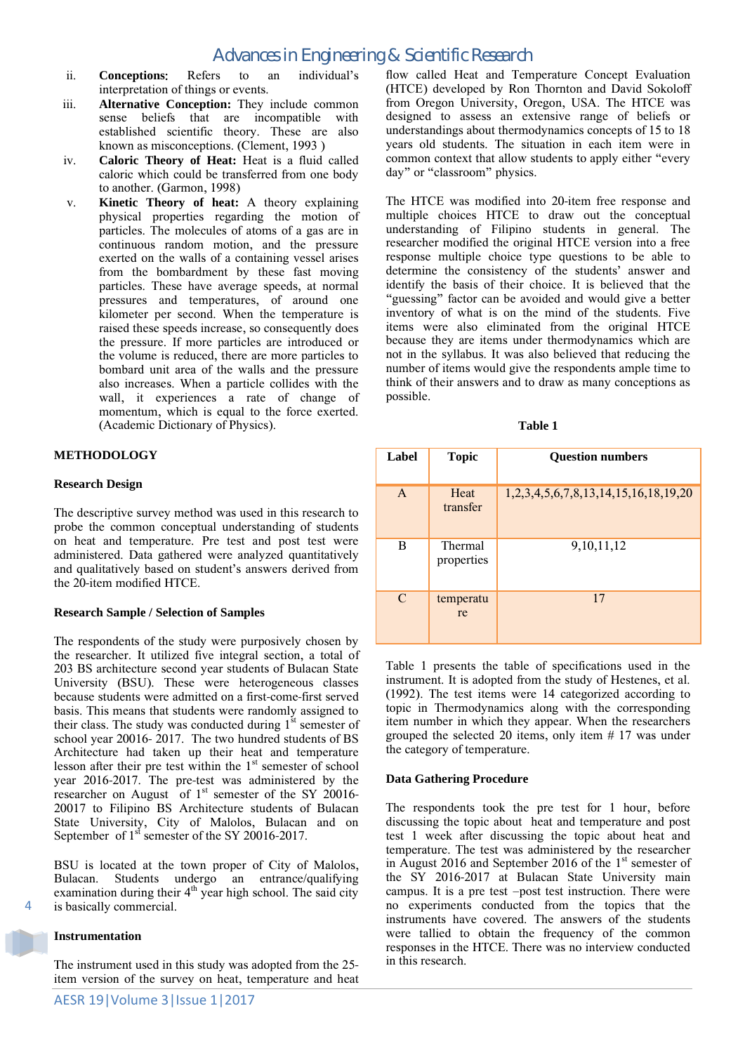ii. **Conceptions**: Refers to an individual's interpretation of things or events.

iii. **Alternative Conception:** They include common sense beliefs that are incompatible with established scientific theory. These are also known as misconceptions. (Clement, 1993 )

iv. **Caloric Theory of Heat:** Heat is a fluid called caloric which could be transferred from one body to another. (Garmon, 1998)

v. **Kinetic Theory of heat:** A theory explaining physical properties regarding the motion of particles. The molecules of atoms of a gas are in continuous random motion, and the pressure exerted on the walls of a containing vessel arises from the bombardment by these fast moving particles. These have average speeds, at normal pressures and temperatures, of around one kilometer per second. When the temperature is raised these speeds increase, so consequently does the pressure. If more particles are introduced or the volume is reduced, there are more particles to bombard unit area of the walls and the pressure also increases. When a particle collides with the wall, it experiences a rate of change of momentum, which is equal to the force exerted. (Academic Dictionary of Physics).

## METHODOLOGY

### Research Design

The descriptive survey method was used in this research to probe the common conceptual understanding of students on heat and temperature. Pre test and post test were administered. Data gathered were analyzed quantitatively and qualitatively based on student's answers derived from the 20-item modified HTCE.

### Research Sample / Selection of Samples

The respondents of the study were purposively chosen by the researcher. It utilized five integral section, a total of 203 BS architecture second year students of Bulacan State University (BSU). These were heterogeneous classes because students were admitted on a first-come-first served basis. This means that students were randomly assigned to their class. The study was conducted during 1st semester of school year 20016- 2017. The two hundred students of BS Architecture had taken up their heat and temperature lesson after their pre test within the 1st semester of school year 2016-2017. The pre-test was administered by the researcher on August of 1st semester of the SY 20016-20017 to Filipino BS Architecture students of Bulacan State University, City of Malolos, Bulacan and on September of 1st semester of the SY 20016-2017.

BSU is located at the town proper of City of Malolos, Bulacan. Students undergo an entrance/qualifying examination during their 4th year high school. The said city is basically commercial.

### Instrumentation

The instrument used in this study was adopted from the 25-item version of the survey on heat, temperature and heat flow called Heat and Temperature Concept Evaluation (HTCE) developed by Ron Thornton and David Sokoloff from Oregon University, Oregon, USA. The HTCE was designed to assess an extensive range of beliefs or understandings about thermodynamics concepts of 15 to 18 years old students. The situation in each item were in common context that allow students to apply either "every day" or "classroom" physics.

The HTCE was modified into 20-item free response and multiple choices HTCE to draw out the conceptual understanding of Filipino students in general. The researcher modified the original HTCE version into a free response multiple choice type questions to be able to determine the consistency of the students' answer and identify the basis of their choice. It is believed that the "guessing" factor can be avoided and would give a better inventory of what is on the mind of the students. Five items were also eliminated from the original HTCE because they are items under thermodynamics which are not in the syllabus. It was also believed that reducing the number of items would give the respondents ample time to think of their answers and to draw as many conceptions as possible.

**Table 1**

| Label | Topic | Question numbers |
|---|---|---|
| A | Heat transfer | 1,2,3,4,5,6,7,8,13,14,15,16,18,19,20 |
| B | Thermal properties | 9,10,11,12 |
| C | temperature | 17 |

Table 1 presents the table of specifications used in the instrument. It is adopted from the study of Hestenes, et al. (1992). The test items were 14 categorized according to topic in Thermodynamics along with the corresponding item number in which they appear. When the researchers grouped the selected 20 items, only item # 17 was under the category of temperature.

### Data Gathering Procedure

The respondents took the pre test for 1 hour, before discussing the topic about heat and temperature and post test 1 week after discussing the topic about heat and temperature. The test was administered by the researcher in August 2016 and September 2016 of the 1st semester of the SY 2016-2017 at Bulacan State University main campus. It is a pre test –post test instruction. There were no experiments conducted from the topics that the instruments have covered. The answers of the students were tallied to obtain the frequency of the common responses in the HTCE. There was no interview conducted in this research.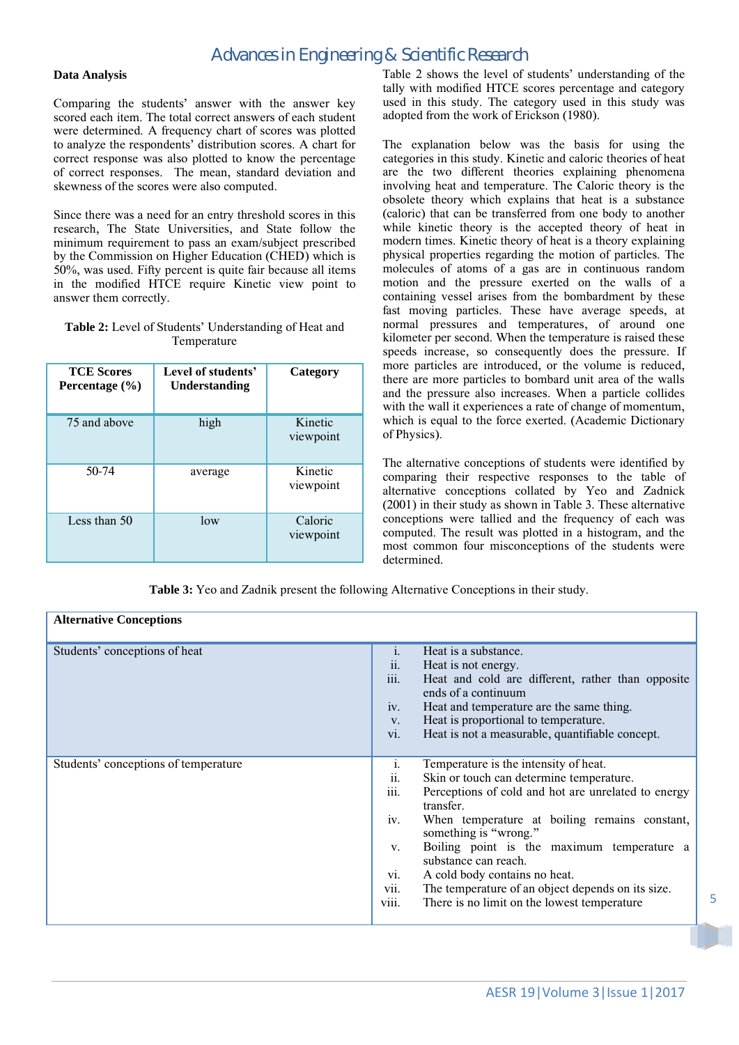### Data Analysis

Comparing the students' answer with the answer key scored each item. The total correct answers of each student were determined. A frequency chart of scores was plotted to analyze the respondents' distribution scores. A chart for correct response was also plotted to know the percentage of correct responses. The mean, standard deviation and skewness of the scores were also computed.

Since there was a need for an entry threshold scores in this research, The State Universities, and State follow the minimum requirement to pass an exam/subject prescribed by the Commission on Higher Education (CHED) which is 50%, was used. Fifty percent is quite fair because all items in the modified HTCE require Kinetic view point to answer them correctly.

**Table 2:** Level of Students' Understanding of Heat and Temperature

| TCE Scores Percentage (%) | Level of students' Understanding | Category |
|---|---|---|
| 75 and above | high | Kinetic viewpoint |
| 50-74 | average | Kinetic viewpoint |
| Less than 50 | low | Caloric viewpoint |

Table 2 shows the level of students' understanding of the tally with modified HTCE scores percentage and category used in this study. The category used in this study was adopted from the work of Erickson (1980).

The explanation below was the basis for using the categories in this study. Kinetic and caloric theories of heat are the two different theories explaining phenomena involving heat and temperature. The Caloric theory is the obsolete theory which explains that heat is a substance (caloric) that can be transferred from one body to another while kinetic theory is the accepted theory of heat in modern times. Kinetic theory of heat is a theory explaining physical properties regarding the motion of particles. The molecules of atoms of a gas are in continuous random motion and the pressure exerted on the walls of a containing vessel arises from the bombardment by these fast moving particles. These have average speeds, at normal pressures and temperatures, of around one kilometer per second. When the temperature is raised these speeds increase, so consequently does the pressure. If more particles are introduced, or the volume is reduced, there are more particles to bombard unit area of the walls and the pressure also increases. When a particle collides with the wall it experiences a rate of change of momentum, which is equal to the force exerted. (Academic Dictionary of Physics).

The alternative conceptions of students were identified by comparing their respective responses to the table of alternative conceptions collated by Yeo and Zadnick (2001) in their study as shown in Table 3. These alternative conceptions were tallied and the frequency of each was computed. The result was plotted in a histogram, and the most common four misconceptions of the students were determined.

**Table 3:** Yeo and Zadnik present the following Alternative Conceptions in their study.

| Alternative Conceptions | |
|---|---|
| Students' conceptions of heat | i. Heat is a substance.<br>ii. Heat is not energy.<br>iii. Heat and cold are different, rather than opposite ends of a continuum<br>iv. Heat and temperature are the same thing.<br>v. Heat is proportional to temperature.<br>vi. Heat is not a measurable, quantifiable concept. |
| Students' conceptions of temperature | i. Temperature is the intensity of heat.<br>ii. Skin or touch can determine temperature.<br>iii. Perceptions of cold and hot are unrelated to energy transfer.<br>iv. When temperature at boiling remains constant, something is "wrong."<br>v. Boiling point is the maximum temperature a substance can reach.<br>vi. A cold body contains no heat.<br>vii. The temperature of an object depends on its size.<br>viii. There is no limit on the lowest temperature |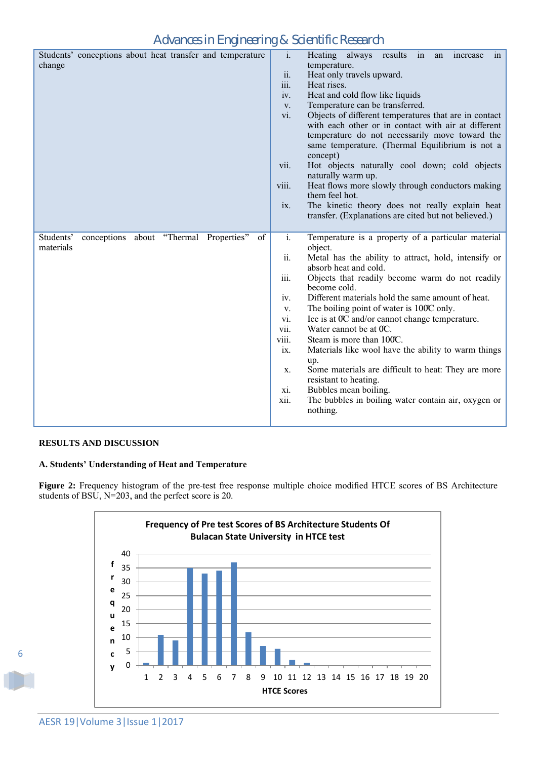| Students' conceptions about heat transfer and temperature change | i. Heating always results in an increase in temperature.<br>ii. Heat only travels upward.<br>iii. Heat rises.<br>iv. Heat and cold flow like liquids<br>v. Temperature can be transferred.<br>vi. Objects of different temperatures that are in contact with each other or in contact with air at different temperature do not necessarily move toward the same temperature. (Thermal Equilibrium is not a concept)<br>vii. Hot objects naturally cool down; cold objects naturally warm up.<br>viii. Heat flows more slowly through conductors making them feel hot.<br>ix. The kinetic theory does not really explain heat transfer. (Explanations are cited but not believed.) |
|---|---|
| Students' conceptions about "Thermal Properties" of materials | i. Temperature is a property of a particular material object.<br>ii. Metal has the ability to attract, hold, intensify or absorb heat and cold.<br>iii. Objects that readily become warm do not readily become cold.<br>iv. Different materials hold the same amount of heat.<br>v. The boiling point of water is 100°C only.<br>vi. Ice is at 0°C and/or cannot change temperature.<br>vii. Water cannot be at 0°C.<br>viii. Steam is more than 100°C.<br>ix. Materials like wool have the ability to warm things up.<br>x. Some materials are difficult to heat: They are more resistant to heating.<br>xi. Bubbles mean boiling.<br>xii. The bubbles in boiling water contain air, oxygen or nothing. |

## RESULTS AND DISCUSSION

### A. Students' Understanding of Heat and Temperature

**Figure 2:** Frequency histogram of the pre-test free response multiple choice modified HTCE scores of BS Architecture students of BSU, N=203, and the perfect score is 20.

**Frequency of Pre test Scores of BS Architecture Students Of Bulacan State University in HTCE test**

| HTCE Scores | 1 | 2 | 3 | 4 | 5 | 6 | 7 | 8 | 9 | 10 | 11 | 12 | 13 | 14 | 15 | 16 | 17 | 18 | 19 | 20 |
|---|---|---|---|---|---|---|---|---|---|---|---|---|---|---|---|---|---|---|---|---|
| frequency | 1 | 11 | 9 | 35 | 33 | 34 | 37 | 12 | 7 | 6 | 2 | 1 | 0 | 0 | 0 | 0 | 0 | 0 | 0 | 0 |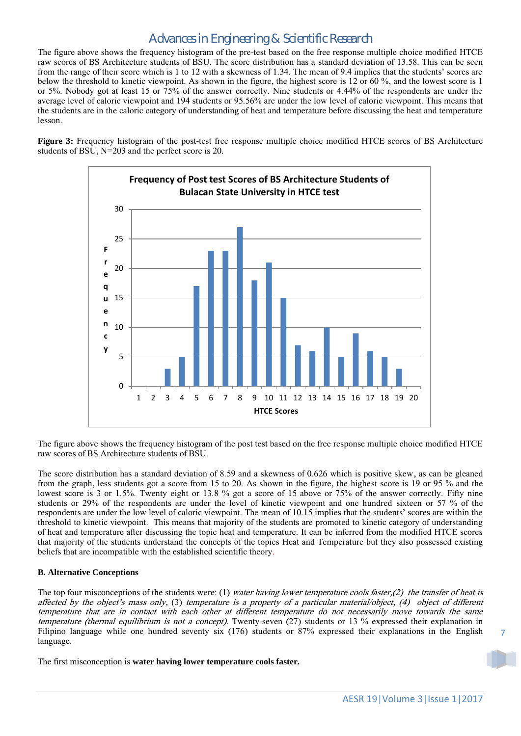The figure above shows the frequency histogram of the pre-test based on the free response multiple choice modified HTCE raw scores of BS Architecture students of BSU. The score distribution has a standard deviation of 13.58. This can be seen from the range of their score which is 1 to 12 with a skewness of 1.34. The mean of 9.4 implies that the students' scores are below the threshold to kinetic viewpoint. As shown in the figure, the highest score is 12 or 60 %, and the lowest score is 1 or 5%. Nobody got at least 15 or 75% of the answer correctly. Nine students or 4.44% of the respondents are under the average level of caloric viewpoint and 194 students or 95.56% are under the low level of caloric viewpoint. This means that the students are in the caloric category of understanding of heat and temperature before discussing the heat and temperature lesson.

**Figure 3:** Frequency histogram of the post-test free response multiple choice modified HTCE scores of BS Architecture students of BSU, N=203 and the perfect score is 20.

The figure above shows the frequency histogram of the post test based on the free response multiple choice modified HTCE raw scores of BS Architecture students of BSU.

The score distribution has a standard deviation of 8.59 and a skewness of 0.626 which is positive skew, as can be gleaned from the graph, less students got a score from 15 to 20. As shown in the figure, the highest score is 19 or 95 % and the lowest score is 3 or 1.5%. Twenty eight or 13.8 % got a score of 15 above or 75% of the answer correctly. Fifty nine students or 29% of the respondents are under the level of kinetic viewpoint and one hundred sixteen or 57 % of the respondents are under the low level of caloric viewpoint. The mean of 10.15 implies that the students' scores are within the threshold to kinetic viewpoint. This means that majority of the students are promoted to kinetic category of understanding of heat and temperature after discussing the topic heat and temperature. It can be inferred from the modified HTCE scores that majority of the students understand the concepts of the topics Heat and Temperature but they also possessed existing beliefs that are incompatible with the established scientific theory.

### B. Alternative Conceptions

The top four misconceptions of the students were: (1) *water having lower temperature cools faster,(2) the transfer of heat is affected by the object's mass only,* (3) *temperature is a property of a particular material/object, (4) object of different temperature that are in contact with each other at different temperature do not necessarily move towards the same temperature (thermal equilibrium is not a concept).* Twenty-seven (27) students or 13 % expressed their explanation in Filipino language while one hundred seventy six (176) students or 87% expressed their explanations in the English language.

The first misconception is **water having lower temperature cools faster.**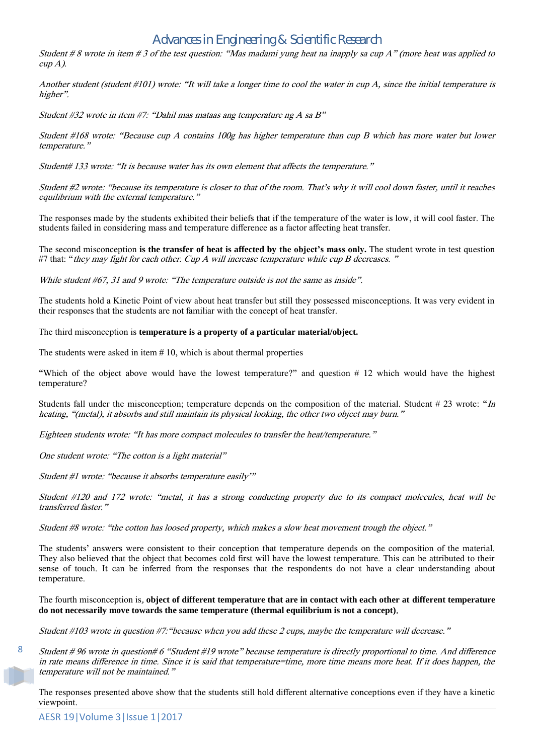*Student # 8 wrote in item # 3 of the test question: "Mas madami yung heat na inapply sa cup A" (more heat was applied to cup A).*

*Another student (student #101) wrote: "It will take a longer time to cool the water in cup A, since the initial temperature is higher".*

*Student #32 wrote in item #7: "Dahil mas mataas ang temperature ng A sa B"*

*Student #168 wrote: "Because cup A contains 100g has higher temperature than cup B which has more water but lower temperature."*

*Student# 133 wrote: "It is because water has its own element that affects the temperature."*

*Student #2 wrote: "because its temperature is closer to that of the room. That's why it will cool down faster, until it reaches equilibrium with the external temperature."*

The responses made by the students exhibited their beliefs that if the temperature of the water is low, it will cool faster. The students failed in considering mass and temperature difference as a factor affecting heat transfer.

The second misconception **is the transfer of heat is affected by the object's mass only.** The student wrote in test question #7 that: "*they may fight for each other. Cup A will increase temperature while cup B decreases.* "

*While student #67, 31 and 9 wrote: "The temperature outside is not the same as inside".*

The students hold a Kinetic Point of view about heat transfer but still they possessed misconceptions. It was very evident in their responses that the students are not familiar with the concept of heat transfer.

The third misconception is **temperature is a property of a particular material/object.**

The students were asked in item # 10, which is about thermal properties

"Which of the object above would have the lowest temperature?" and question # 12 which would have the highest temperature?

Students fall under the misconception; temperature depends on the composition of the material. Student # 23 wrote: "*In heating, "(metal), it absorbs and still maintain its physical looking, the other two object may burn."*

*Eighteen students wrote: "It has more compact molecules to transfer the heat/temperature."*

*One student wrote: "The cotton is a light material"*

*Student #1 wrote: "because it absorbs temperature easily'"*

*Student #120 and 172 wrote: "metal, it has a strong conducting property due to its compact molecules, heat will be transferred faster."*

*Student #8 wrote: "the cotton has loosed property, which makes a slow heat movement trough the object."*

The students' answers were consistent to their conception that temperature depends on the composition of the material. They also believed that the object that becomes cold first will have the lowest temperature. This can be attributed to their sense of touch. It can be inferred from the responses that the respondents do not have a clear understanding about temperature.

The fourth misconception is, **object of different temperature that are in contact with each other at different temperature do not necessarily move towards the same temperature (thermal equilibrium is not a concept).**

*Student #103 wrote in question #7:"because when you add these 2 cups, maybe the temperature will decrease."*

*Student # 96 wrote in question# 6 "Student #19 wrote" because temperature is directly proportional to time. And difference in rate means difference in time. Since it is said that temperature=time, more time means more heat. If it does happen, the temperature will not be maintained."*

The responses presented above show that the students still hold different alternative conceptions even if they have a kinetic viewpoint.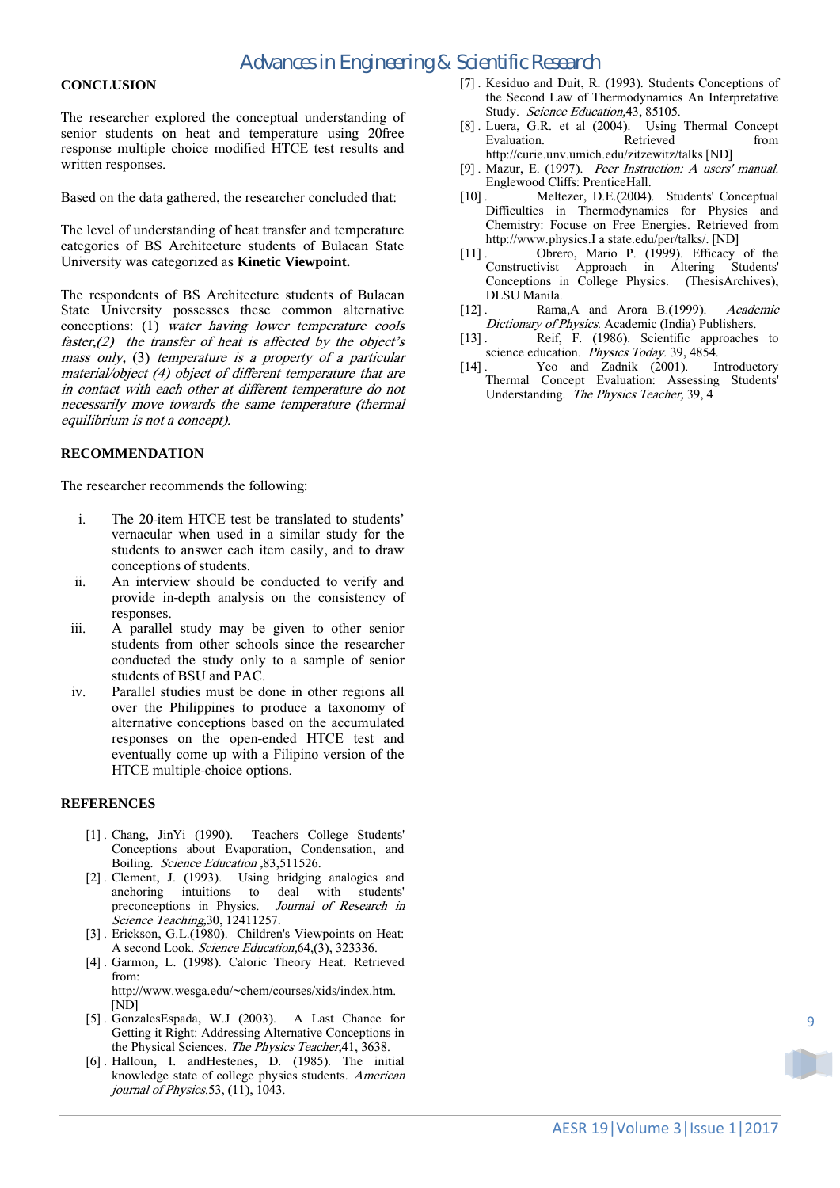## CONCLUSION

The researcher explored the conceptual understanding of senior students on heat and temperature using 20free response multiple choice modified HTCE test results and written responses.

Based on the data gathered, the researcher concluded that:

The level of understanding of heat transfer and temperature categories of BS Architecture students of Bulacan State University was categorized as **Kinetic Viewpoint.**

The respondents of BS Architecture students of Bulacan State University possesses these common alternative conceptions: (1) *water having lower temperature cools faster,(2) the transfer of heat is affected by the object's mass only,* (3) *temperature is a property of a particular material/object (4) object of different temperature that are in contact with each other at different temperature do not necessarily move towards the same temperature (thermal equilibrium is not a concept).*

## RECOMMENDATION

The researcher recommends the following:

i. The 20-item HTCE test be translated to students' vernacular when used in a similar study for the students to answer each item easily, and to draw conceptions of students.
ii. An interview should be conducted to verify and provide in-depth analysis on the consistency of responses.
iii. A parallel study may be given to other senior students from other schools since the researcher conducted the study only to a sample of senior students of BSU and PAC.
iv. Parallel studies must be done in other regions all over the Philippines to produce a taxonomy of alternative conceptions based on the accumulated responses on the open-ended HTCE test and eventually come up with a Filipino version of the HTCE multiple-choice options.

## REFERENCES

[1]. Chang, JinYi (1990). Teachers College Students' Conceptions about Evaporation, Condensation, and Boiling. *Science Education* ,83,511526.

[2]. Clement, J. (1993). Using bridging analogies and anchoring intuitions to deal with students' preconceptions in Physics. *Journal of Research in Science Teaching,*30, 12411257.

[3]. Erickson, G.L.(1980). Children's Viewpoints on Heat: A second Look. *Science Education,*64,(3), 323336.

[4]. Garmon, L. (1998). Caloric Theory Heat. Retrieved from: http://www.wesga.edu/~chem/courses/xids/index.htm. [ND]

[5]. GonzalesEspada, W.J (2003). A Last Chance for Getting it Right: Addressing Alternative Conceptions in the Physical Sciences. *The Physics Teacher,*41, 3638.

[6]. Halloun, I. andHestenes, D. (1985). The initial knowledge state of college physics students. *American journal of Physics.*53, (11), 1043.

[7]. Kesiduo and Duit, R. (1993). Students Conceptions of the Second Law of Thermodynamics An Interpretative Study. *Science Education,*43, 85105.

[8]. Luera, G.R. et al (2004). Using Thermal Concept Evaluation. Retrieved from http://curie.unv.umich.edu/zitzewitz/talks [ND]

[9]. Mazur, E. (1997). *Peer Instruction: A users' manual.* Englewood Cliffs: PrenticeHall.

[10]. Meltezer, D.E.(2004). Students' Conceptual Difficulties in Thermodynamics for Physics and Chemistry: Focuse on Free Energies. Retrieved from http://www.physics.I a state.edu/per/talks/. [ND]

[11]. Obrero, Mario P. (1999). Efficacy of the Constructivist Approach in Altering Students' Conceptions in College Physics. (ThesisArchives), DLSU Manila.

[12]. Rama,A and Arora B.(1999). *Academic Dictionary of Physics.* Academic (India) Publishers.

[13]. Reif, F. (1986). Scientific approaches to science education. *Physics Today.* 39, 4854.

[14]. Yeo and Zadnik (2001). Introductory Thermal Concept Evaluation: Assessing Students' Understanding. *The Physics Teacher,* 39, 4